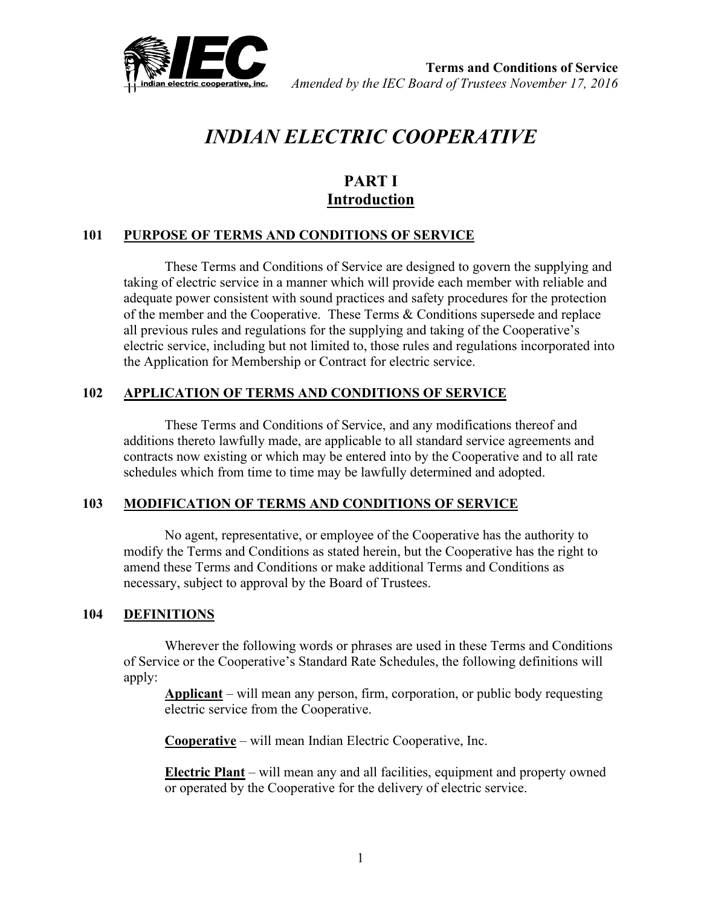# INDIAN ELECTRIC COOPERATIVE

## PART I
## Introduction

### 101 PURPOSE OF TERMS AND CONDITIONS OF SERVICE

These Terms and Conditions of Service are designed to govern the supplying and taking of electric service in a manner which will provide each member with reliable and adequate power consistent with sound practices and safety procedures for the protection of the member and the Cooperative. These Terms & Conditions supersede and replace all previous rules and regulations for the supplying and taking of the Cooperative's electric service, including but not limited to, those rules and regulations incorporated into the Application for Membership or Contract for electric service.

### 102 APPLICATION OF TERMS AND CONDITIONS OF SERVICE

These Terms and Conditions of Service, and any modifications thereof and additions thereto lawfully made, are applicable to all standard service agreements and contracts now existing or which may be entered into by the Cooperative and to all rate schedules which from time to time may be lawfully determined and adopted.

### 103 MODIFICATION OF TERMS AND CONDITIONS OF SERVICE

No agent, representative, or employee of the Cooperative has the authority to modify the Terms and Conditions as stated herein, but the Cooperative has the right to amend these Terms and Conditions or make additional Terms and Conditions as necessary, subject to approval by the Board of Trustees.

### 104 DEFINITIONS

Wherever the following words or phrases are used in these Terms and Conditions of Service or the Cooperative's Standard Rate Schedules, the following definitions will apply:

**Applicant** – will mean any person, firm, corporation, or public body requesting electric service from the Cooperative.

**Cooperative** – will mean Indian Electric Cooperative, Inc.

**Electric Plant** – will mean any and all facilities, equipment and property owned or operated by the Cooperative for the delivery of electric service.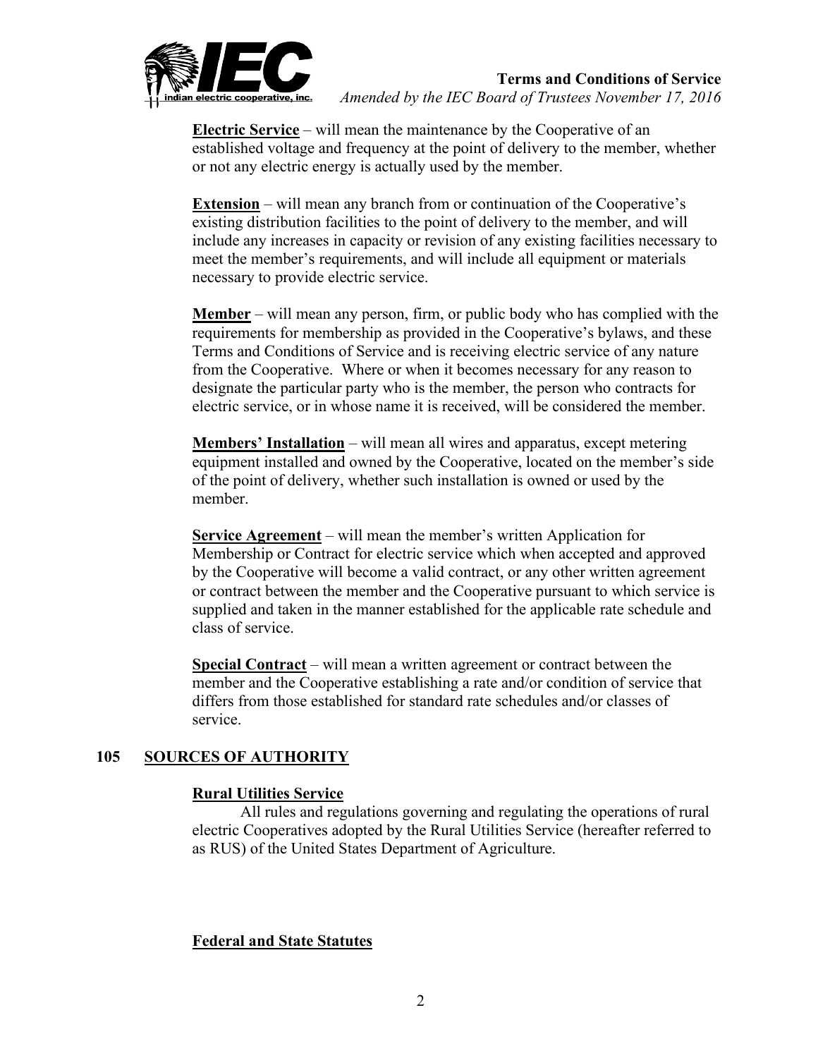**Electric Service** – will mean the maintenance by the Cooperative of an established voltage and frequency at the point of delivery to the member, whether or not any electric energy is actually used by the member.

**Extension** – will mean any branch from or continuation of the Cooperative's existing distribution facilities to the point of delivery to the member, and will include any increases in capacity or revision of any existing facilities necessary to meet the member's requirements, and will include all equipment or materials necessary to provide electric service.

**Member** – will mean any person, firm, or public body who has complied with the requirements for membership as provided in the Cooperative's bylaws, and these Terms and Conditions of Service and is receiving electric service of any nature from the Cooperative. Where or when it becomes necessary for any reason to designate the particular party who is the member, the person who contracts for electric service, or in whose name it is received, will be considered the member.

**Members' Installation** – will mean all wires and apparatus, except metering equipment installed and owned by the Cooperative, located on the member's side of the point of delivery, whether such installation is owned or used by the member.

**Service Agreement** – will mean the member's written Application for Membership or Contract for electric service which when accepted and approved by the Cooperative will become a valid contract, or any other written agreement or contract between the member and the Cooperative pursuant to which service is supplied and taken in the manner established for the applicable rate schedule and class of service.

**Special Contract** – will mean a written agreement or contract between the member and the Cooperative establishing a rate and/or condition of service that differs from those established for standard rate schedules and/or classes of service.

## 105 SOURCES OF AUTHORITY

### Rural Utilities Service

All rules and regulations governing and regulating the operations of rural electric Cooperatives adopted by the Rural Utilities Service (hereafter referred to as RUS) of the United States Department of Agriculture.

### Federal and State Statutes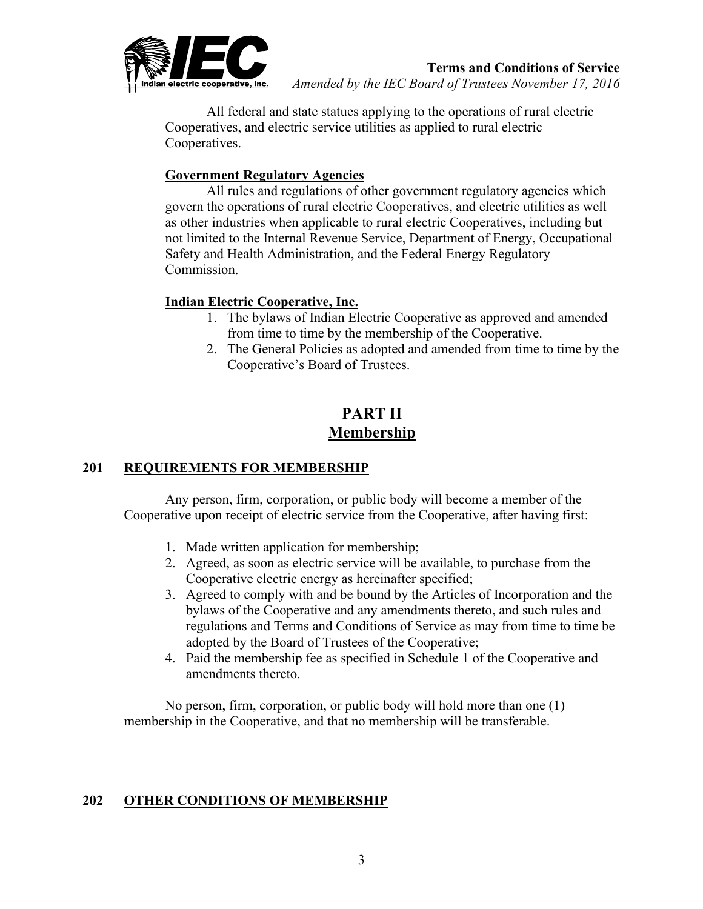All federal and state statues applying to the operations of rural electric Cooperatives, and electric service utilities as applied to rural electric Cooperatives.

**Government Regulatory Agencies**

All rules and regulations of other government regulatory agencies which govern the operations of rural electric Cooperatives, and electric utilities as well as other industries when applicable to rural electric Cooperatives, including but not limited to the Internal Revenue Service, Department of Energy, Occupational Safety and Health Administration, and the Federal Energy Regulatory Commission.

**Indian Electric Cooperative, Inc.**

1. The bylaws of Indian Electric Cooperative as approved and amended from time to time by the membership of the Cooperative.
2. The General Policies as adopted and amended from time to time by the Cooperative's Board of Trustees.

# PART II
# Membership

## 201 REQUIREMENTS FOR MEMBERSHIP

Any person, firm, corporation, or public body will become a member of the Cooperative upon receipt of electric service from the Cooperative, after having first:

1. Made written application for membership;
2. Agreed, as soon as electric service will be available, to purchase from the Cooperative electric energy as hereinafter specified;
3. Agreed to comply with and be bound by the Articles of Incorporation and the bylaws of the Cooperative and any amendments thereto, and such rules and regulations and Terms and Conditions of Service as may from time to time be adopted by the Board of Trustees of the Cooperative;
4. Paid the membership fee as specified in Schedule 1 of the Cooperative and amendments thereto.

No person, firm, corporation, or public body will hold more than one (1) membership in the Cooperative, and that no membership will be transferable.

## 202 OTHER CONDITIONS OF MEMBERSHIP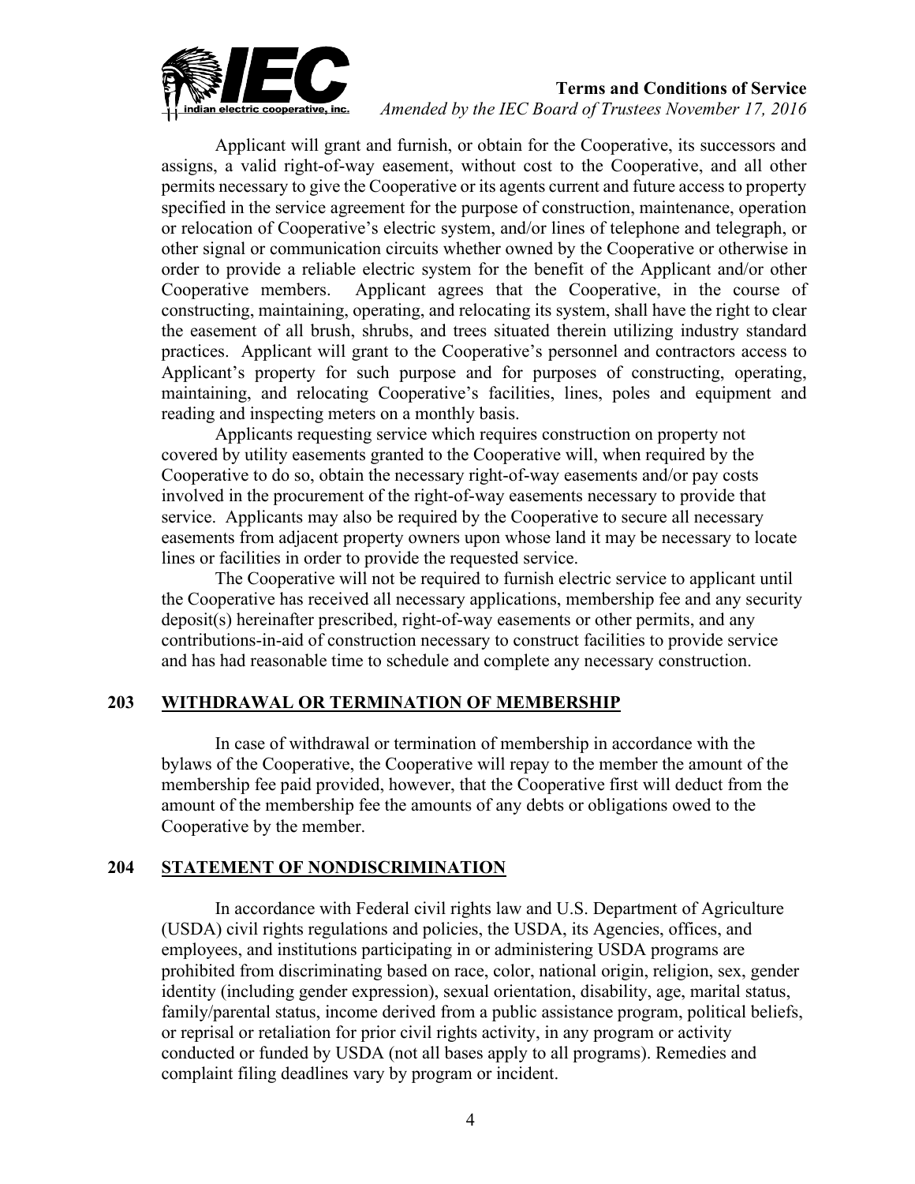Applicant will grant and furnish, or obtain for the Cooperative, its successors and assigns, a valid right-of-way easement, without cost to the Cooperative, and all other permits necessary to give the Cooperative or its agents current and future access to property specified in the service agreement for the purpose of construction, maintenance, operation or relocation of Cooperative's electric system, and/or lines of telephone and telegraph, or other signal or communication circuits whether owned by the Cooperative or otherwise in order to provide a reliable electric system for the benefit of the Applicant and/or other Cooperative members. Applicant agrees that the Cooperative, in the course of constructing, maintaining, operating, and relocating its system, shall have the right to clear the easement of all brush, shrubs, and trees situated therein utilizing industry standard practices. Applicant will grant to the Cooperative's personnel and contractors access to Applicant's property for such purpose and for purposes of constructing, operating, maintaining, and relocating Cooperative's facilities, lines, poles and equipment and reading and inspecting meters on a monthly basis.

Applicants requesting service which requires construction on property not covered by utility easements granted to the Cooperative will, when required by the Cooperative to do so, obtain the necessary right-of-way easements and/or pay costs involved in the procurement of the right-of-way easements necessary to provide that service. Applicants may also be required by the Cooperative to secure all necessary easements from adjacent property owners upon whose land it may be necessary to locate lines or facilities in order to provide the requested service.

The Cooperative will not be required to furnish electric service to applicant until the Cooperative has received all necessary applications, membership fee and any security deposit(s) hereinafter prescribed, right-of-way easements or other permits, and any contributions-in-aid of construction necessary to construct facilities to provide service and has had reasonable time to schedule and complete any necessary construction.

## 203 WITHDRAWAL OR TERMINATION OF MEMBERSHIP

In case of withdrawal or termination of membership in accordance with the bylaws of the Cooperative, the Cooperative will repay to the member the amount of the membership fee paid provided, however, that the Cooperative first will deduct from the amount of the membership fee the amounts of any debts or obligations owed to the Cooperative by the member.

## 204 STATEMENT OF NONDISCRIMINATION

In accordance with Federal civil rights law and U.S. Department of Agriculture (USDA) civil rights regulations and policies, the USDA, its Agencies, offices, and employees, and institutions participating in or administering USDA programs are prohibited from discriminating based on race, color, national origin, religion, sex, gender identity (including gender expression), sexual orientation, disability, age, marital status, family/parental status, income derived from a public assistance program, political beliefs, or reprisal or retaliation for prior civil rights activity, in any program or activity conducted or funded by USDA (not all bases apply to all programs). Remedies and complaint filing deadlines vary by program or incident.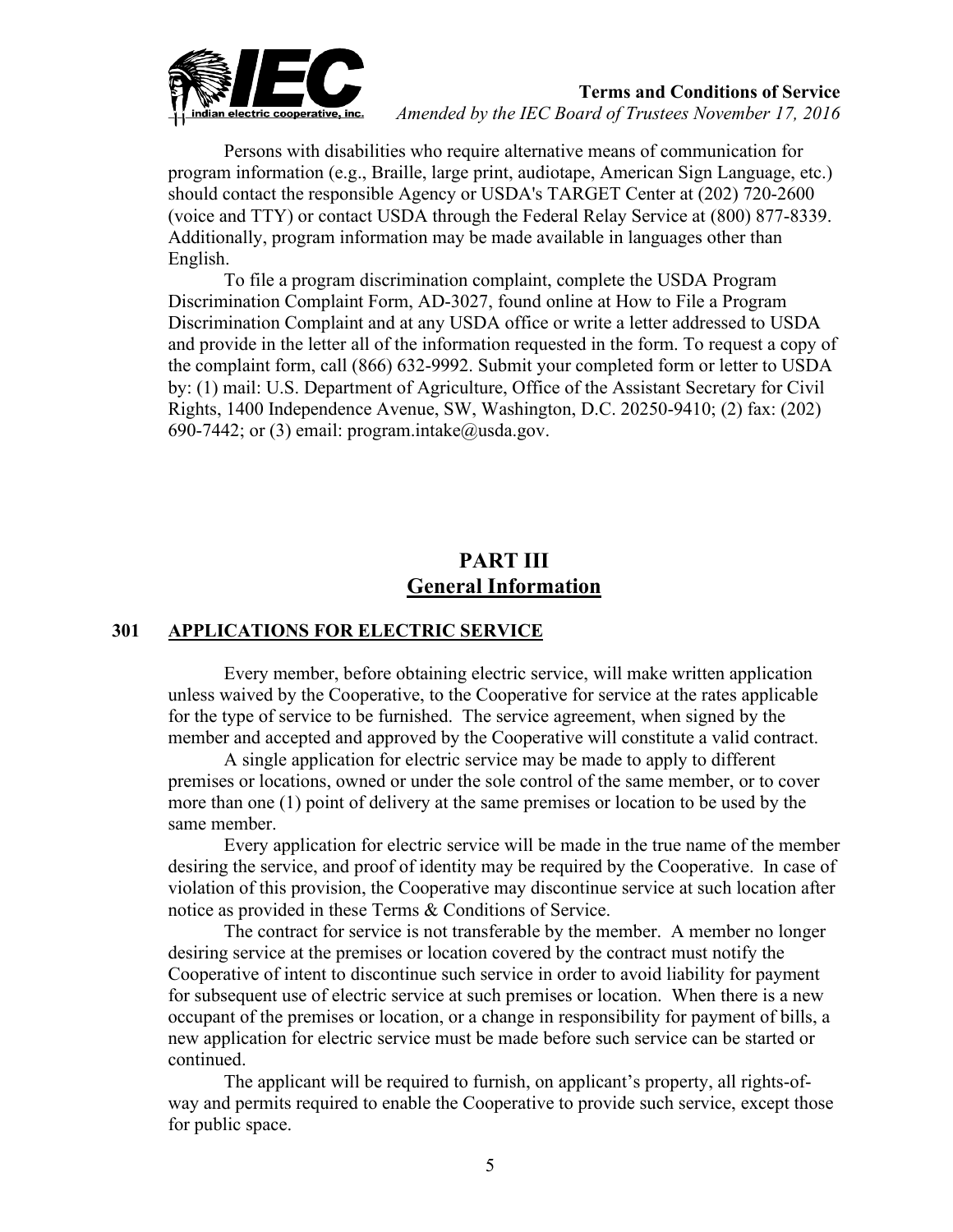Persons with disabilities who require alternative means of communication for program information (e.g., Braille, large print, audiotape, American Sign Language, etc.) should contact the responsible Agency or USDA's TARGET Center at (202) 720-2600 (voice and TTY) or contact USDA through the Federal Relay Service at (800) 877-8339. Additionally, program information may be made available in languages other than English.

To file a program discrimination complaint, complete the USDA Program Discrimination Complaint Form, AD-3027, found online at How to File a Program Discrimination Complaint and at any USDA office or write a letter addressed to USDA and provide in the letter all of the information requested in the form. To request a copy of the complaint form, call (866) 632-9992. Submit your completed form or letter to USDA by: (1) mail: U.S. Department of Agriculture, Office of the Assistant Secretary for Civil Rights, 1400 Independence Avenue, SW, Washington, D.C. 20250-9410; (2) fax: (202) 690-7442; or (3) email: program.intake@usda.gov.

# PART III
## General Information

### 301 APPLICATIONS FOR ELECTRIC SERVICE

Every member, before obtaining electric service, will make written application unless waived by the Cooperative, to the Cooperative for service at the rates applicable for the type of service to be furnished. The service agreement, when signed by the member and accepted and approved by the Cooperative will constitute a valid contract.

A single application for electric service may be made to apply to different premises or locations, owned or under the sole control of the same member, or to cover more than one (1) point of delivery at the same premises or location to be used by the same member.

Every application for electric service will be made in the true name of the member desiring the service, and proof of identity may be required by the Cooperative. In case of violation of this provision, the Cooperative may discontinue service at such location after notice as provided in these Terms & Conditions of Service.

The contract for service is not transferable by the member. A member no longer desiring service at the premises or location covered by the contract must notify the Cooperative of intent to discontinue such service in order to avoid liability for payment for subsequent use of electric service at such premises or location. When there is a new occupant of the premises or location, or a change in responsibility for payment of bills, a new application for electric service must be made before such service can be started or continued.

The applicant will be required to furnish, on applicant's property, all rights-of-way and permits required to enable the Cooperative to provide such service, except those for public space.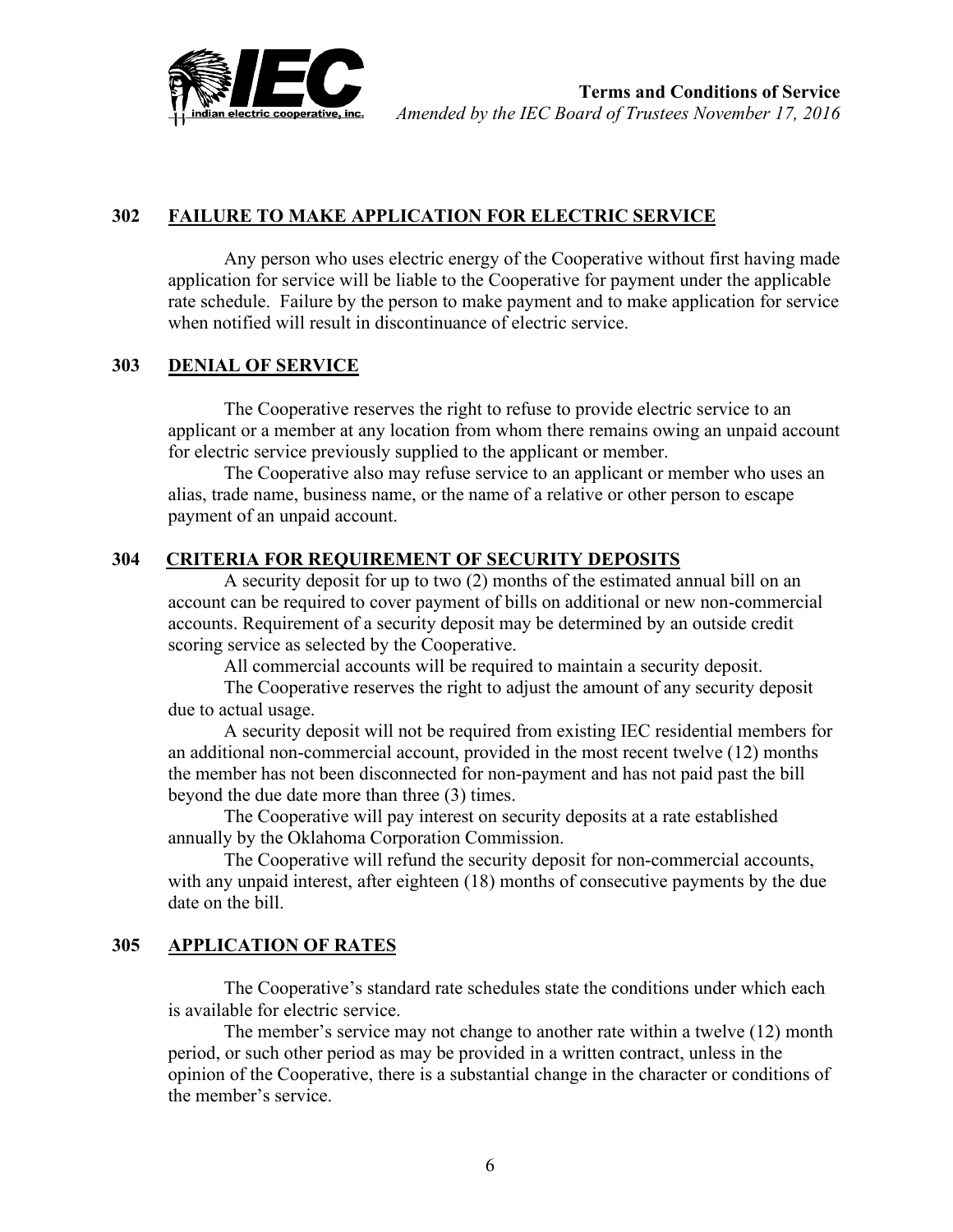## 302 FAILURE TO MAKE APPLICATION FOR ELECTRIC SERVICE

Any person who uses electric energy of the Cooperative without first having made application for service will be liable to the Cooperative for payment under the applicable rate schedule. Failure by the person to make payment and to make application for service when notified will result in discontinuance of electric service.

## 303 DENIAL OF SERVICE

The Cooperative reserves the right to refuse to provide electric service to an applicant or a member at any location from whom there remains owing an unpaid account for electric service previously supplied to the applicant or member.

The Cooperative also may refuse service to an applicant or member who uses an alias, trade name, business name, or the name of a relative or other person to escape payment of an unpaid account.

## 304 CRITERIA FOR REQUIREMENT OF SECURITY DEPOSITS

A security deposit for up to two (2) months of the estimated annual bill on an account can be required to cover payment of bills on additional or new non-commercial accounts. Requirement of a security deposit may be determined by an outside credit scoring service as selected by the Cooperative.

All commercial accounts will be required to maintain a security deposit.

The Cooperative reserves the right to adjust the amount of any security deposit due to actual usage.

A security deposit will not be required from existing IEC residential members for an additional non-commercial account, provided in the most recent twelve (12) months the member has not been disconnected for non-payment and has not paid past the bill beyond the due date more than three (3) times.

The Cooperative will pay interest on security deposits at a rate established annually by the Oklahoma Corporation Commission.

The Cooperative will refund the security deposit for non-commercial accounts, with any unpaid interest, after eighteen (18) months of consecutive payments by the due date on the bill.

## 305 APPLICATION OF RATES

The Cooperative's standard rate schedules state the conditions under which each is available for electric service.

The member's service may not change to another rate within a twelve (12) month period, or such other period as may be provided in a written contract, unless in the opinion of the Cooperative, there is a substantial change in the character or conditions of the member's service.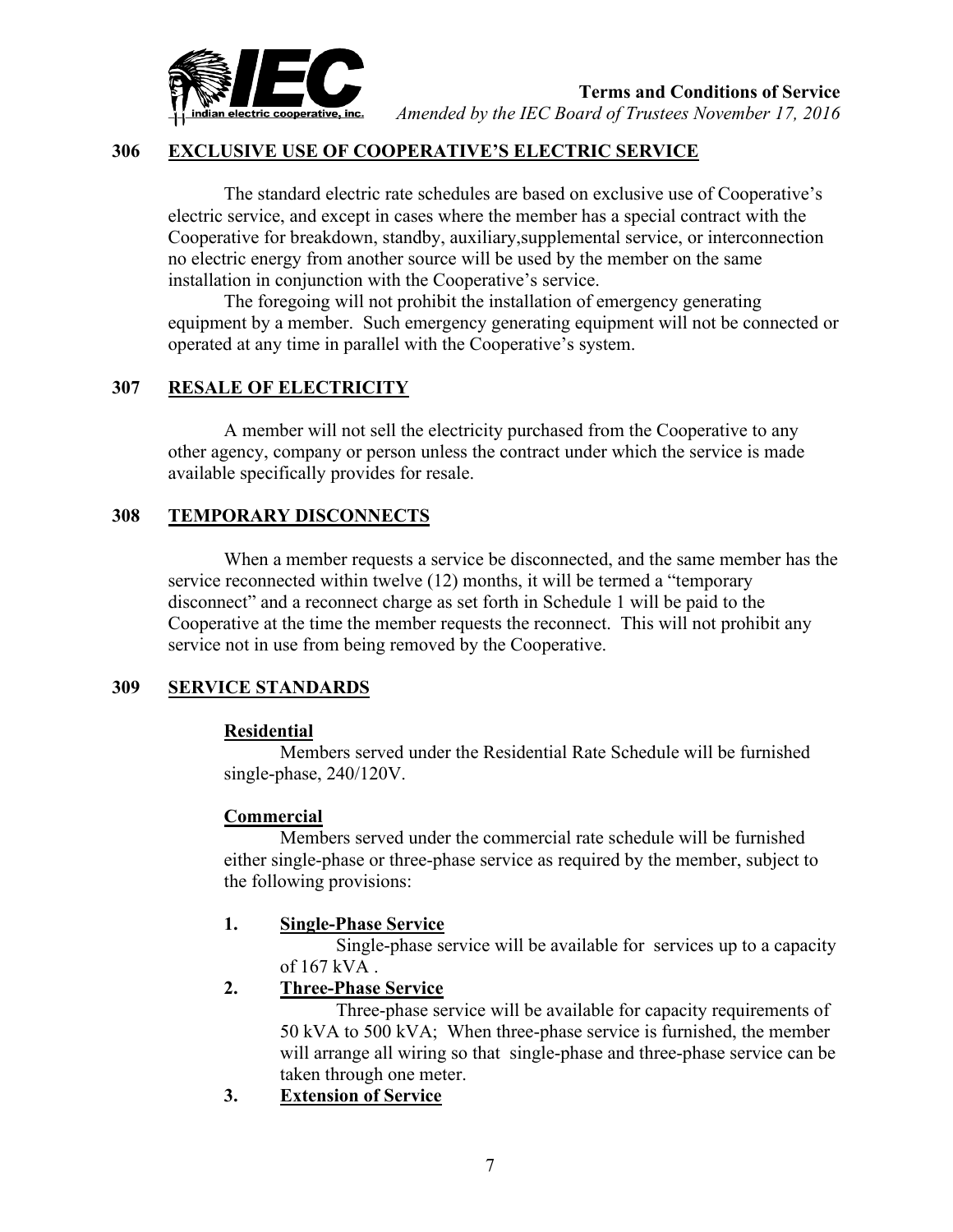## 306 EXCLUSIVE USE OF COOPERATIVE'S ELECTRIC SERVICE

The standard electric rate schedules are based on exclusive use of Cooperative's electric service, and except in cases where the member has a special contract with the Cooperative for breakdown, standby, auxiliary,supplemental service, or interconnection no electric energy from another source will be used by the member on the same installation in conjunction with the Cooperative's service.

The foregoing will not prohibit the installation of emergency generating equipment by a member. Such emergency generating equipment will not be connected or operated at any time in parallel with the Cooperative's system.

## 307 RESALE OF ELECTRICITY

A member will not sell the electricity purchased from the Cooperative to any other agency, company or person unless the contract under which the service is made available specifically provides for resale.

## 308 TEMPORARY DISCONNECTS

When a member requests a service be disconnected, and the same member has the service reconnected within twelve (12) months, it will be termed a "temporary disconnect" and a reconnect charge as set forth in Schedule 1 will be paid to the Cooperative at the time the member requests the reconnect. This will not prohibit any service not in use from being removed by the Cooperative.

## 309 SERVICE STANDARDS

**Residential**

Members served under the Residential Rate Schedule will be furnished single-phase, 240/120V.

**Commercial**

Members served under the commercial rate schedule will be furnished either single-phase or three-phase service as required by the member, subject to the following provisions:

1. **Single-Phase Service**

   Single-phase service will be available for services up to a capacity of 167 kVA .

2. **Three-Phase Service**

   Three-phase service will be available for capacity requirements of 50 kVA to 500 kVA; When three-phase service is furnished, the member will arrange all wiring so that single-phase and three-phase service can be taken through one meter.

3. **Extension of Service**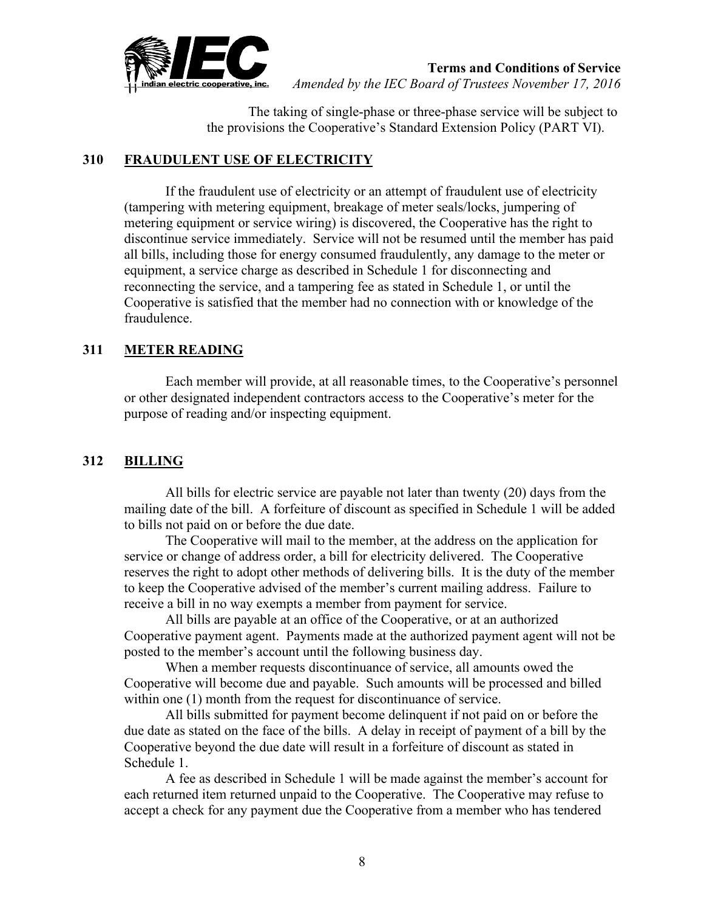The taking of single-phase or three-phase service will be subject to the provisions the Cooperative's Standard Extension Policy (PART VI).

## 310 FRAUDULENT USE OF ELECTRICITY

If the fraudulent use of electricity or an attempt of fraudulent use of electricity (tampering with metering equipment, breakage of meter seals/locks, jumpering of metering equipment or service wiring) is discovered, the Cooperative has the right to discontinue service immediately. Service will not be resumed until the member has paid all bills, including those for energy consumed fraudulently, any damage to the meter or equipment, a service charge as described in Schedule 1 for disconnecting and reconnecting the service, and a tampering fee as stated in Schedule 1, or until the Cooperative is satisfied that the member had no connection with or knowledge of the fraudulence.

## 311 METER READING

Each member will provide, at all reasonable times, to the Cooperative's personnel or other designated independent contractors access to the Cooperative's meter for the purpose of reading and/or inspecting equipment.

## 312 BILLING

All bills for electric service are payable not later than twenty (20) days from the mailing date of the bill. A forfeiture of discount as specified in Schedule 1 will be added to bills not paid on or before the due date.

The Cooperative will mail to the member, at the address on the application for service or change of address order, a bill for electricity delivered. The Cooperative reserves the right to adopt other methods of delivering bills. It is the duty of the member to keep the Cooperative advised of the member's current mailing address. Failure to receive a bill in no way exempts a member from payment for service.

All bills are payable at an office of the Cooperative, or at an authorized Cooperative payment agent. Payments made at the authorized payment agent will not be posted to the member's account until the following business day.

When a member requests discontinuance of service, all amounts owed the Cooperative will become due and payable. Such amounts will be processed and billed within one (1) month from the request for discontinuance of service.

All bills submitted for payment become delinquent if not paid on or before the due date as stated on the face of the bills. A delay in receipt of payment of a bill by the Cooperative beyond the due date will result in a forfeiture of discount as stated in Schedule 1.

A fee as described in Schedule 1 will be made against the member's account for each returned item returned unpaid to the Cooperative. The Cooperative may refuse to accept a check for any payment due the Cooperative from a member who has tendered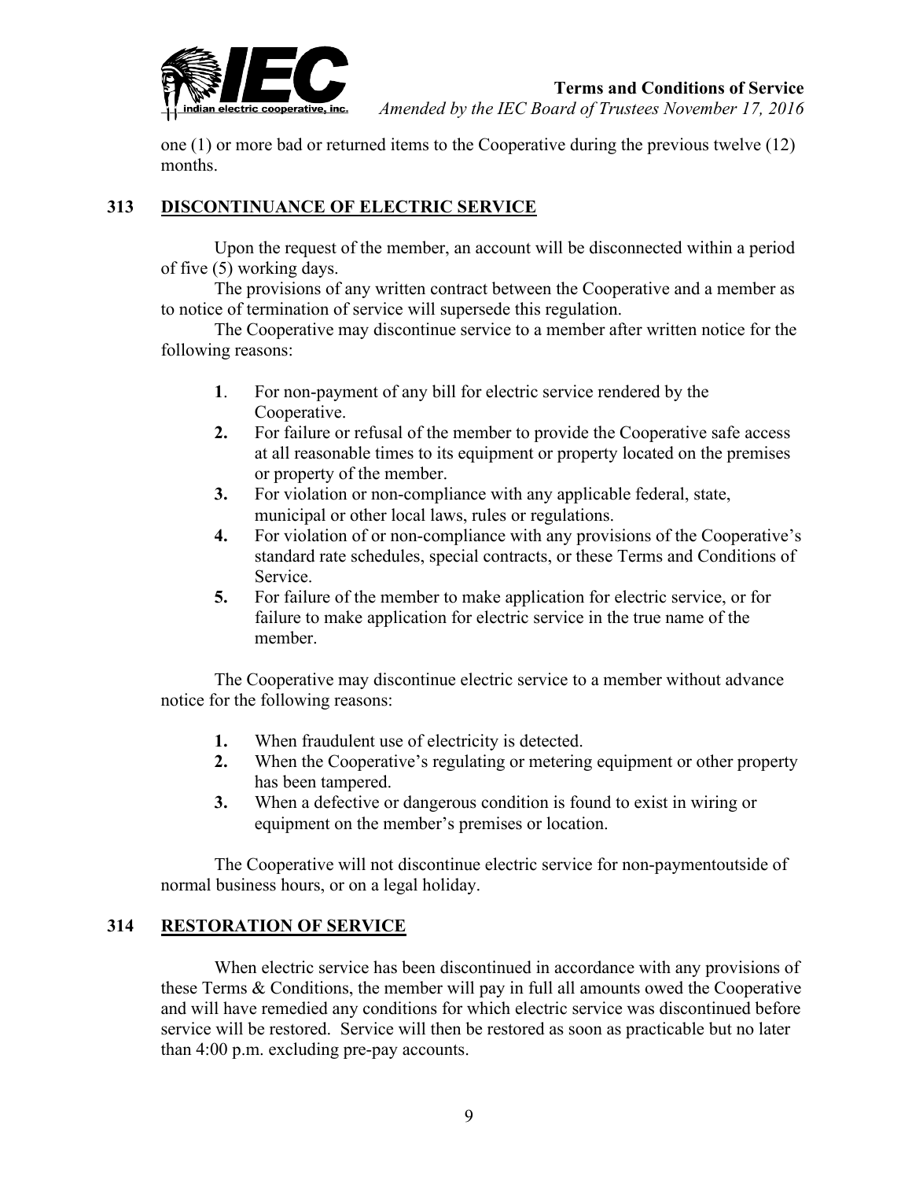one (1) or more bad or returned items to the Cooperative during the previous twelve (12) months.

## 313 DISCONTINUANCE OF ELECTRIC SERVICE

Upon the request of the member, an account will be disconnected within a period of five (5) working days.

The provisions of any written contract between the Cooperative and a member as to notice of termination of service will supersede this regulation.

The Cooperative may discontinue service to a member after written notice for the following reasons:

1. For non-payment of any bill for electric service rendered by the Cooperative.
2. For failure or refusal of the member to provide the Cooperative safe access at all reasonable times to its equipment or property located on the premises or property of the member.
3. For violation or non-compliance with any applicable federal, state, municipal or other local laws, rules or regulations.
4. For violation of or non-compliance with any provisions of the Cooperative's standard rate schedules, special contracts, or these Terms and Conditions of Service.
5. For failure of the member to make application for electric service, or for failure to make application for electric service in the true name of the member.

The Cooperative may discontinue electric service to a member without advance notice for the following reasons:

1. When fraudulent use of electricity is detected.
2. When the Cooperative's regulating or metering equipment or other property has been tampered.
3. When a defective or dangerous condition is found to exist in wiring or equipment on the member's premises or location.

The Cooperative will not discontinue electric service for non-paymentoutside of normal business hours, or on a legal holiday.

## 314 RESTORATION OF SERVICE

When electric service has been discontinued in accordance with any provisions of these Terms & Conditions, the member will pay in full all amounts owed the Cooperative and will have remedied any conditions for which electric service was discontinued before service will be restored. Service will then be restored as soon as practicable but no later than 4:00 p.m. excluding pre-pay accounts.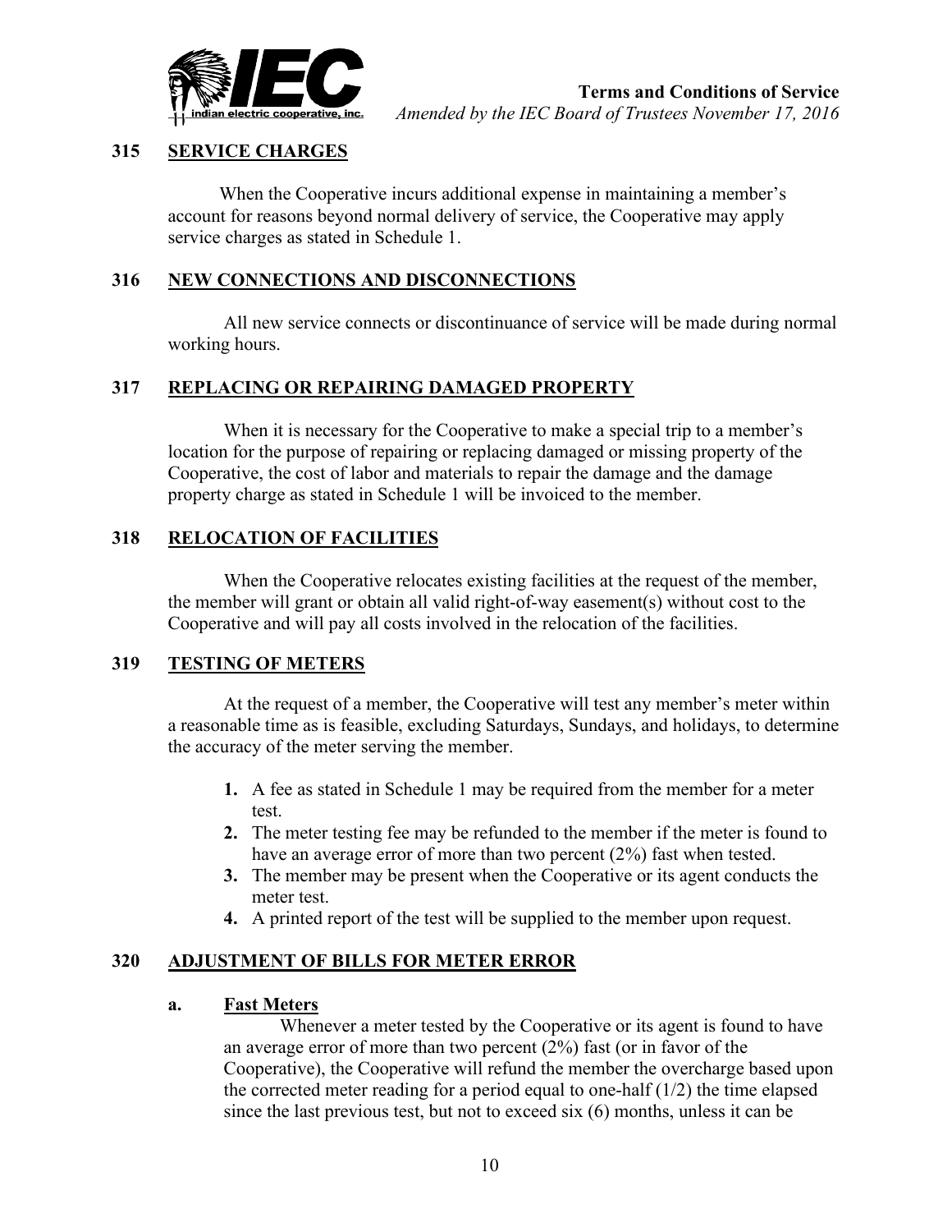## 315 SERVICE CHARGES

When the Cooperative incurs additional expense in maintaining a member's account for reasons beyond normal delivery of service, the Cooperative may apply service charges as stated in Schedule 1.

## 316 NEW CONNECTIONS AND DISCONNECTIONS

All new service connects or discontinuance of service will be made during normal working hours.

## 317 REPLACING OR REPAIRING DAMAGED PROPERTY

When it is necessary for the Cooperative to make a special trip to a member's location for the purpose of repairing or replacing damaged or missing property of the Cooperative, the cost of labor and materials to repair the damage and the damage property charge as stated in Schedule 1 will be invoiced to the member.

## 318 RELOCATION OF FACILITIES

When the Cooperative relocates existing facilities at the request of the member, the member will grant or obtain all valid right-of-way easement(s) without cost to the Cooperative and will pay all costs involved in the relocation of the facilities.

## 319 TESTING OF METERS

At the request of a member, the Cooperative will test any member's meter within a reasonable time as is feasible, excluding Saturdays, Sundays, and holidays, to determine the accuracy of the meter serving the member.

1. A fee as stated in Schedule 1 may be required from the member for a meter test.
2. The meter testing fee may be refunded to the member if the meter is found to have an average error of more than two percent (2%) fast when tested.
3. The member may be present when the Cooperative or its agent conducts the meter test.
4. A printed report of the test will be supplied to the member upon request.

## 320 ADJUSTMENT OF BILLS FOR METER ERROR

### a. Fast Meters

Whenever a meter tested by the Cooperative or its agent is found to have an average error of more than two percent (2%) fast (or in favor of the Cooperative), the Cooperative will refund the member the overcharge based upon the corrected meter reading for a period equal to one-half (1/2) the time elapsed since the last previous test, but not to exceed six (6) months, unless it can be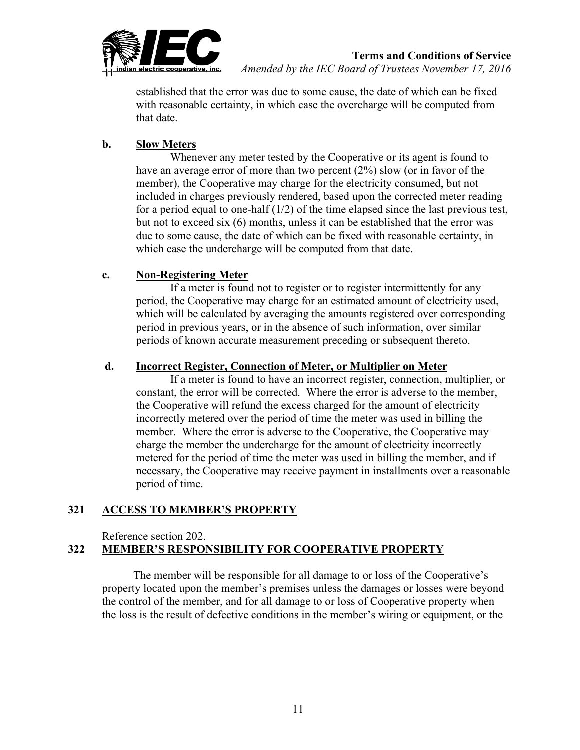established that the error was due to some cause, the date of which can be fixed with reasonable certainty, in which case the overcharge will be computed from that date.

**b. Slow Meters**

Whenever any meter tested by the Cooperative or its agent is found to have an average error of more than two percent (2%) slow (or in favor of the member), the Cooperative may charge for the electricity consumed, but not included in charges previously rendered, based upon the corrected meter reading for a period equal to one-half (1/2) of the time elapsed since the last previous test, but not to exceed six (6) months, unless it can be established that the error was due to some cause, the date of which can be fixed with reasonable certainty, in which case the undercharge will be computed from that date.

**c. Non-Registering Meter**

If a meter is found not to register or to register intermittently for any period, the Cooperative may charge for an estimated amount of electricity used, which will be calculated by averaging the amounts registered over corresponding period in previous years, or in the absence of such information, over similar periods of known accurate measurement preceding or subsequent thereto.

**d. Incorrect Register, Connection of Meter, or Multiplier on Meter**

If a meter is found to have an incorrect register, connection, multiplier, or constant, the error will be corrected. Where the error is adverse to the member, the Cooperative will refund the excess charged for the amount of electricity incorrectly metered over the period of time the meter was used in billing the member. Where the error is adverse to the Cooperative, the Cooperative may charge the member the undercharge for the amount of electricity incorrectly metered for the period of time the meter was used in billing the member, and if necessary, the Cooperative may receive payment in installments over a reasonable period of time.

## 321 ACCESS TO MEMBER'S PROPERTY

Reference section 202.

## 322 MEMBER'S RESPONSIBILITY FOR COOPERATIVE PROPERTY

The member will be responsible for all damage to or loss of the Cooperative's property located upon the member's premises unless the damages or losses were beyond the control of the member, and for all damage to or loss of Cooperative property when the loss is the result of defective conditions in the member's wiring or equipment, or the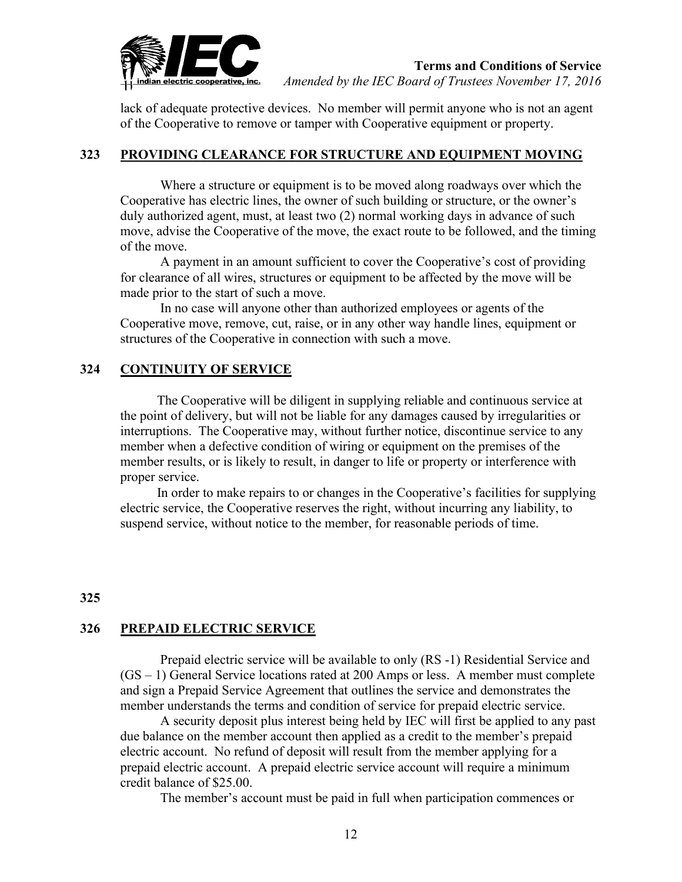lack of adequate protective devices. No member will permit anyone who is not an agent of the Cooperative to remove or tamper with Cooperative equipment or property.

## 323 PROVIDING CLEARANCE FOR STRUCTURE AND EQUIPMENT MOVING

Where a structure or equipment is to be moved along roadways over which the Cooperative has electric lines, the owner of such building or structure, or the owner's duly authorized agent, must, at least two (2) normal working days in advance of such move, advise the Cooperative of the move, the exact route to be followed, and the timing of the move.

A payment in an amount sufficient to cover the Cooperative's cost of providing for clearance of all wires, structures or equipment to be affected by the move will be made prior to the start of such a move.

In no case will anyone other than authorized employees or agents of the Cooperative move, remove, cut, raise, or in any other way handle lines, equipment or structures of the Cooperative in connection with such a move.

## 324 CONTINUITY OF SERVICE

The Cooperative will be diligent in supplying reliable and continuous service at the point of delivery, but will not be liable for any damages caused by irregularities or interruptions. The Cooperative may, without further notice, discontinue service to any member when a defective condition of wiring or equipment on the premises of the member results, or is likely to result, in danger to life or property or interference with proper service.

In order to make repairs to or changes in the Cooperative's facilities for supplying electric service, the Cooperative reserves the right, without incurring any liability, to suspend service, without notice to the member, for reasonable periods of time.

## 325

## 326 PREPAID ELECTRIC SERVICE

Prepaid electric service will be available to only (RS -1) Residential Service and (GS – 1) General Service locations rated at 200 Amps or less. A member must complete and sign a Prepaid Service Agreement that outlines the service and demonstrates the member understands the terms and condition of service for prepaid electric service.

A security deposit plus interest being held by IEC will first be applied to any past due balance on the member account then applied as a credit to the member's prepaid electric account. No refund of deposit will result from the member applying for a prepaid electric account. A prepaid electric service account will require a minimum credit balance of $25.00.

The member's account must be paid in full when participation commences or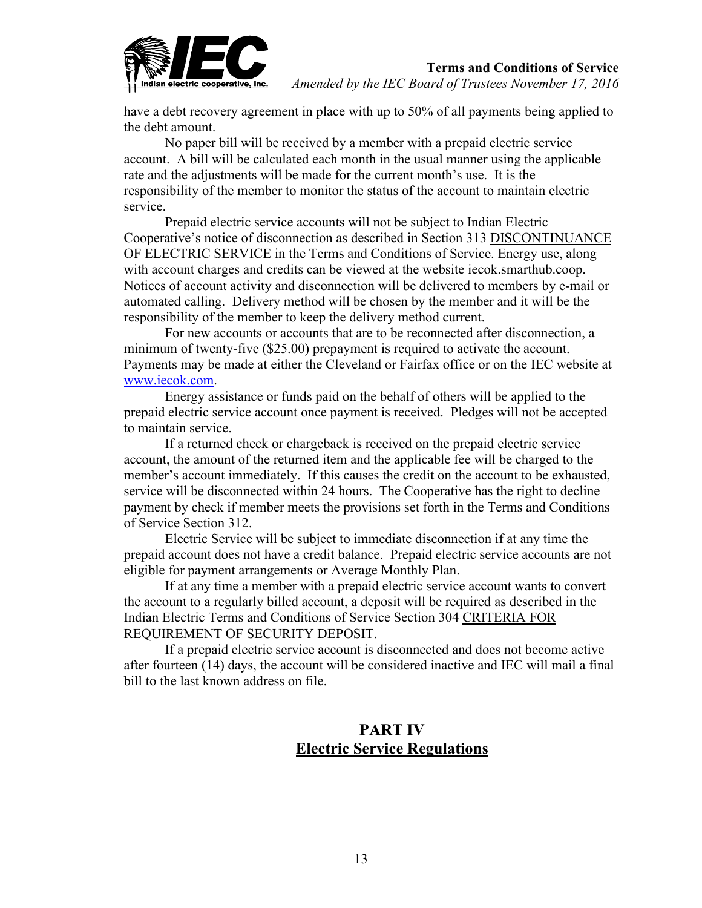have a debt recovery agreement in place with up to 50% of all payments being applied to the debt amount.

No paper bill will be received by a member with a prepaid electric service account. A bill will be calculated each month in the usual manner using the applicable rate and the adjustments will be made for the current month's use. It is the responsibility of the member to monitor the status of the account to maintain electric service.

Prepaid electric service accounts will not be subject to Indian Electric Cooperative's notice of disconnection as described in Section 313 DISCONTINUANCE OF ELECTRIC SERVICE in the Terms and Conditions of Service. Energy use, along with account charges and credits can be viewed at the website iecok.smarthub.coop. Notices of account activity and disconnection will be delivered to members by e-mail or automated calling. Delivery method will be chosen by the member and it will be the responsibility of the member to keep the delivery method current.

For new accounts or accounts that are to be reconnected after disconnection, a minimum of twenty-five ($25.00) prepayment is required to activate the account. Payments may be made at either the Cleveland or Fairfax office or on the IEC website at www.iecok.com.

Energy assistance or funds paid on the behalf of others will be applied to the prepaid electric service account once payment is received. Pledges will not be accepted to maintain service.

If a returned check or chargeback is received on the prepaid electric service account, the amount of the returned item and the applicable fee will be charged to the member's account immediately. If this causes the credit on the account to be exhausted, service will be disconnected within 24 hours. The Cooperative has the right to decline payment by check if member meets the provisions set forth in the Terms and Conditions of Service Section 312.

Electric Service will be subject to immediate disconnection if at any time the prepaid account does not have a credit balance. Prepaid electric service accounts are not eligible for payment arrangements or Average Monthly Plan.

If at any time a member with a prepaid electric service account wants to convert the account to a regularly billed account, a deposit will be required as described in the Indian Electric Terms and Conditions of Service Section 304 CRITERIA FOR REQUIREMENT OF SECURITY DEPOSIT.

If a prepaid electric service account is disconnected and does not become active after fourteen (14) days, the account will be considered inactive and IEC will mail a final bill to the last known address on file.

# PART IV
## Electric Service Regulations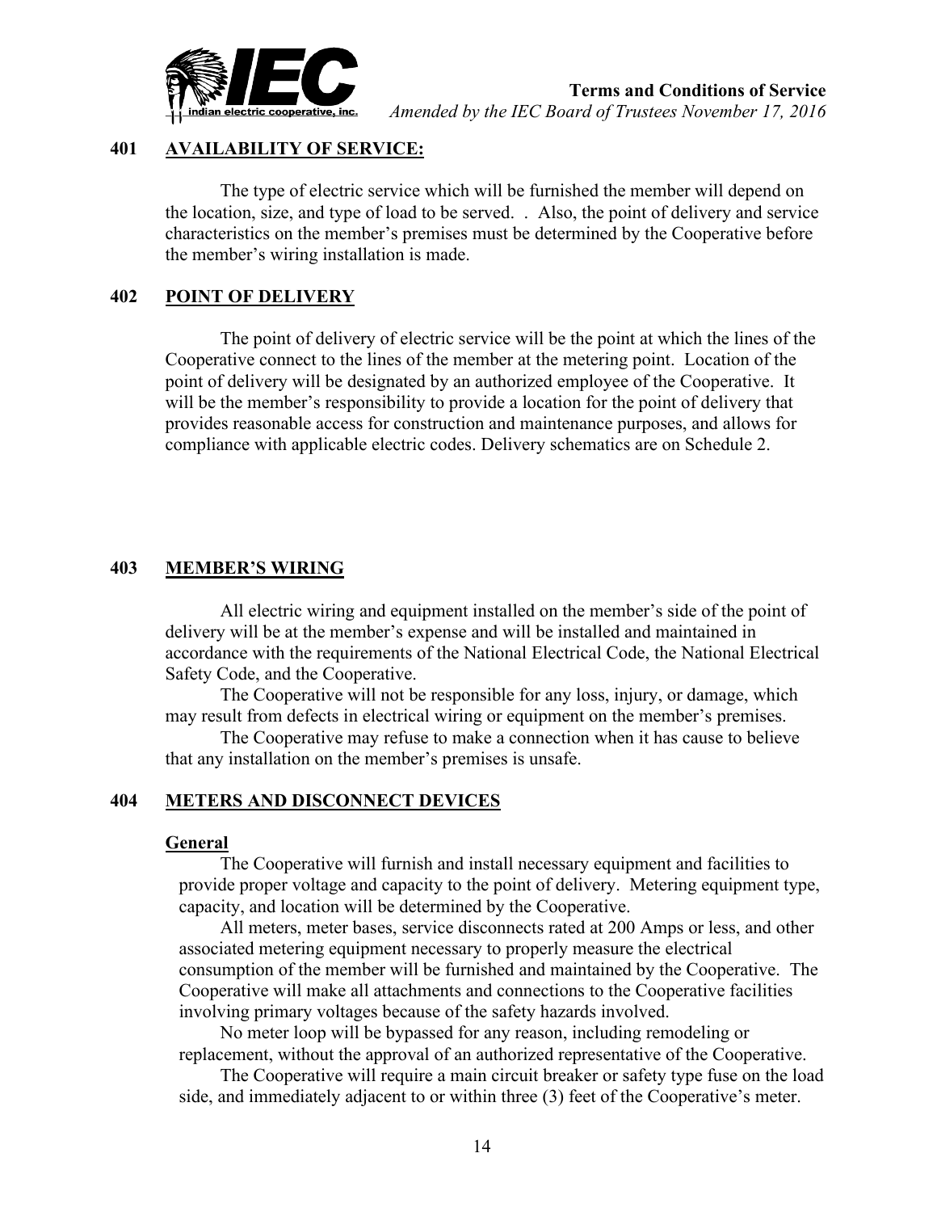## 401 AVAILABILITY OF SERVICE:

The type of electric service which will be furnished the member will depend on the location, size, and type of load to be served. . Also, the point of delivery and service characteristics on the member's premises must be determined by the Cooperative before the member's wiring installation is made.

## 402 POINT OF DELIVERY

The point of delivery of electric service will be the point at which the lines of the Cooperative connect to the lines of the member at the metering point. Location of the point of delivery will be designated by an authorized employee of the Cooperative. It will be the member's responsibility to provide a location for the point of delivery that provides reasonable access for construction and maintenance purposes, and allows for compliance with applicable electric codes. Delivery schematics are on Schedule 2.

## 403 MEMBER'S WIRING

All electric wiring and equipment installed on the member's side of the point of delivery will be at the member's expense and will be installed and maintained in accordance with the requirements of the National Electrical Code, the National Electrical Safety Code, and the Cooperative.

The Cooperative will not be responsible for any loss, injury, or damage, which may result from defects in electrical wiring or equipment on the member's premises.

The Cooperative may refuse to make a connection when it has cause to believe that any installation on the member's premises is unsafe.

## 404 METERS AND DISCONNECT DEVICES

### General

The Cooperative will furnish and install necessary equipment and facilities to provide proper voltage and capacity to the point of delivery. Metering equipment type, capacity, and location will be determined by the Cooperative.

All meters, meter bases, service disconnects rated at 200 Amps or less, and other associated metering equipment necessary to properly measure the electrical consumption of the member will be furnished and maintained by the Cooperative. The Cooperative will make all attachments and connections to the Cooperative facilities involving primary voltages because of the safety hazards involved.

No meter loop will be bypassed for any reason, including remodeling or replacement, without the approval of an authorized representative of the Cooperative.

The Cooperative will require a main circuit breaker or safety type fuse on the load side, and immediately adjacent to or within three (3) feet of the Cooperative's meter.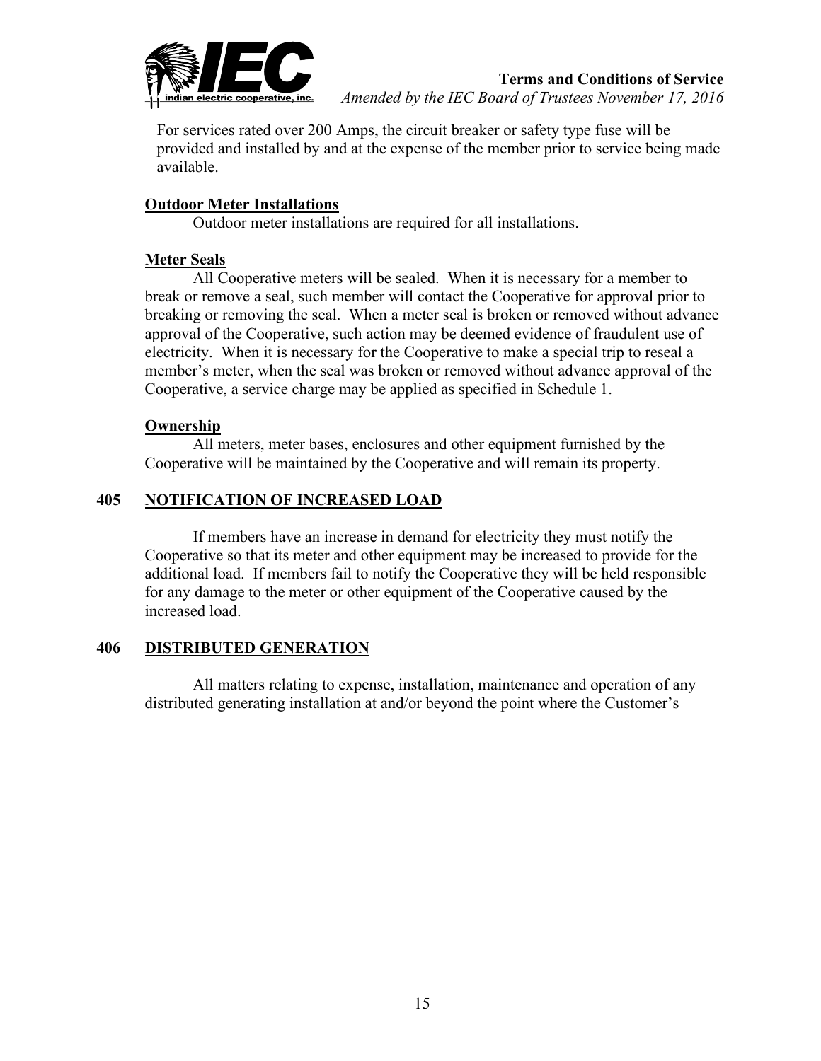For services rated over 200 Amps, the circuit breaker or safety type fuse will be provided and installed by and at the expense of the member prior to service being made available.

**Outdoor Meter Installations**

Outdoor meter installations are required for all installations.

**Meter Seals**

All Cooperative meters will be sealed. When it is necessary for a member to break or remove a seal, such member will contact the Cooperative for approval prior to breaking or removing the seal. When a meter seal is broken or removed without advance approval of the Cooperative, such action may be deemed evidence of fraudulent use of electricity. When it is necessary for the Cooperative to make a special trip to reseal a member's meter, when the seal was broken or removed without advance approval of the Cooperative, a service charge may be applied as specified in Schedule 1.

**Ownership**

All meters, meter bases, enclosures and other equipment furnished by the Cooperative will be maintained by the Cooperative and will remain its property.

## 405 NOTIFICATION OF INCREASED LOAD

If members have an increase in demand for electricity they must notify the Cooperative so that its meter and other equipment may be increased to provide for the additional load. If members fail to notify the Cooperative they will be held responsible for any damage to the meter or other equipment of the Cooperative caused by the increased load.

## 406 DISTRIBUTED GENERATION

All matters relating to expense, installation, maintenance and operation of any distributed generating installation at and/or beyond the point where the Customer's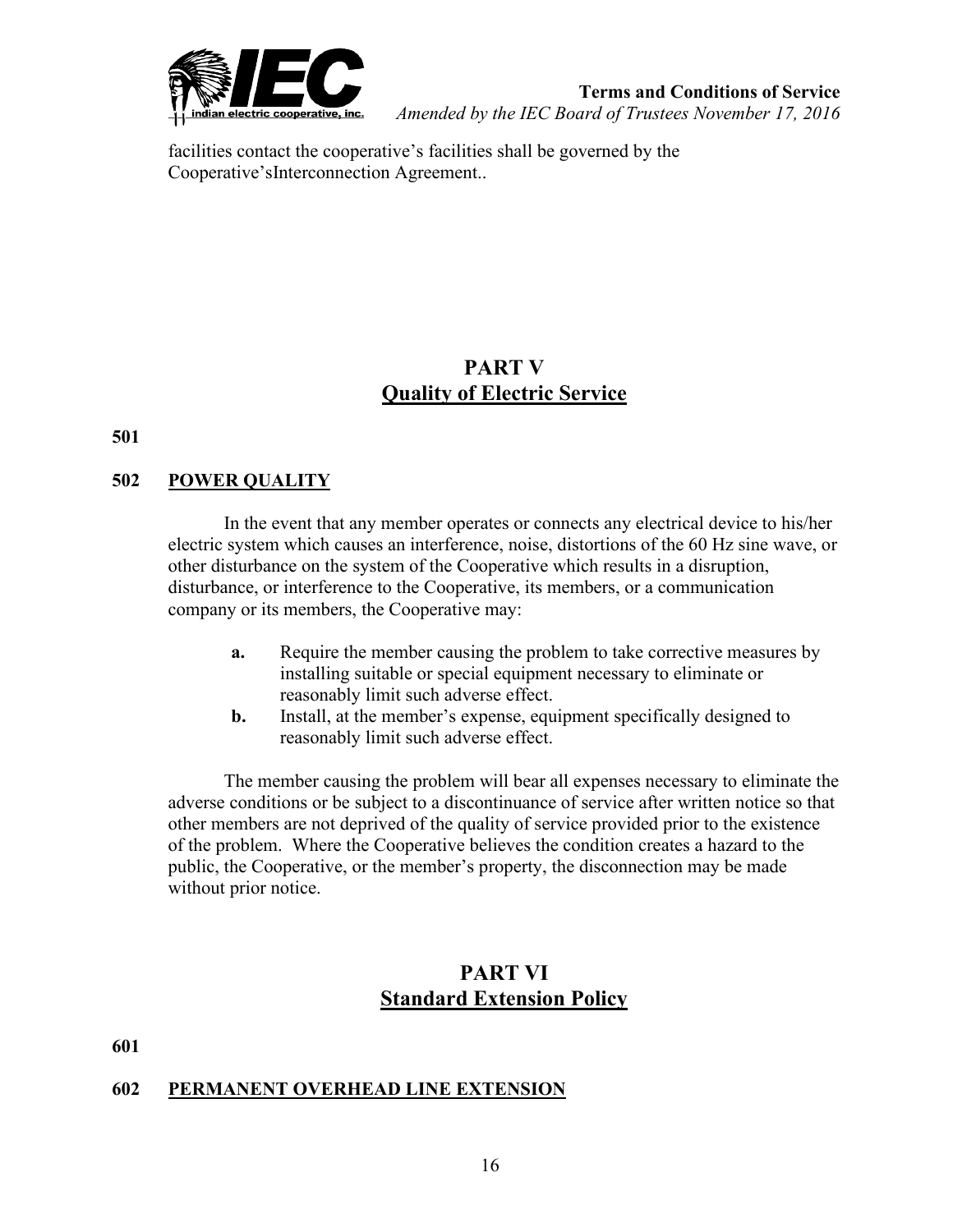facilities contact the cooperative's facilities shall be governed by the Cooperative'sInterconnection Agreement..

## PART V
## Quality of Electric Service

**501**

**502 POWER QUALITY**

In the event that any member operates or connects any electrical device to his/her electric system which causes an interference, noise, distortions of the 60 Hz sine wave, or other disturbance on the system of the Cooperative which results in a disruption, disturbance, or interference to the Cooperative, its members, or a communication company or its members, the Cooperative may:

- **a.** Require the member causing the problem to take corrective measures by installing suitable or special equipment necessary to eliminate or reasonably limit such adverse effect.
- **b.** Install, at the member's expense, equipment specifically designed to reasonably limit such adverse effect.

The member causing the problem will bear all expenses necessary to eliminate the adverse conditions or be subject to a discontinuance of service after written notice so that other members are not deprived of the quality of service provided prior to the existence of the problem. Where the Cooperative believes the condition creates a hazard to the public, the Cooperative, or the member's property, the disconnection may be made without prior notice.

## PART VI
## Standard Extension Policy

**601**

**602 PERMANENT OVERHEAD LINE EXTENSION**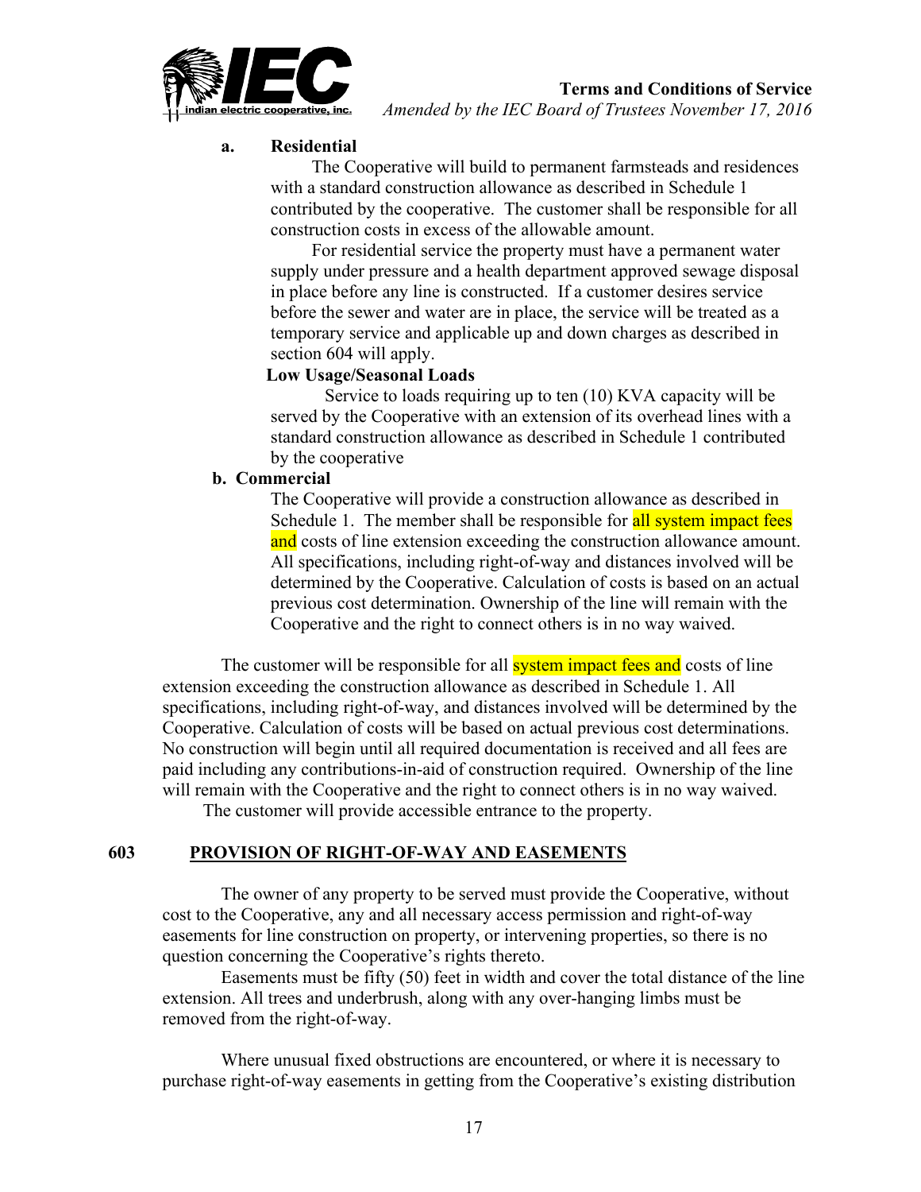**a. Residential**

The Cooperative will build to permanent farmsteads and residences with a standard construction allowance as described in Schedule 1 contributed by the cooperative. The customer shall be responsible for all construction costs in excess of the allowable amount.

For residential service the property must have a permanent water supply under pressure and a health department approved sewage disposal in place before any line is constructed. If a customer desires service before the sewer and water are in place, the service will be treated as a temporary service and applicable up and down charges as described in section 604 will apply.

**Low Usage/Seasonal Loads**

Service to loads requiring up to ten (10) KVA capacity will be served by the Cooperative with an extension of its overhead lines with a standard construction allowance as described in Schedule 1 contributed by the cooperative

**b. Commercial**

The Cooperative will provide a construction allowance as described in Schedule 1. The member shall be responsible for all system impact fees and costs of line extension exceeding the construction allowance amount. All specifications, including right-of-way and distances involved will be determined by the Cooperative. Calculation of costs is based on an actual previous cost determination. Ownership of the line will remain with the Cooperative and the right to connect others is in no way waived.

The customer will be responsible for all system impact fees and costs of line extension exceeding the construction allowance as described in Schedule 1. All specifications, including right-of-way, and distances involved will be determined by the Cooperative. Calculation of costs will be based on actual previous cost determinations. No construction will begin until all required documentation is received and all fees are paid including any contributions-in-aid of construction required. Ownership of the line will remain with the Cooperative and the right to connect others is in no way waived.

The customer will provide accessible entrance to the property.

## 603 PROVISION OF RIGHT-OF-WAY AND EASEMENTS

The owner of any property to be served must provide the Cooperative, without cost to the Cooperative, any and all necessary access permission and right-of-way easements for line construction on property, or intervening properties, so there is no question concerning the Cooperative's rights thereto.

Easements must be fifty (50) feet in width and cover the total distance of the line extension. All trees and underbrush, along with any over-hanging limbs must be removed from the right-of-way.

Where unusual fixed obstructions are encountered, or where it is necessary to purchase right-of-way easements in getting from the Cooperative's existing distribution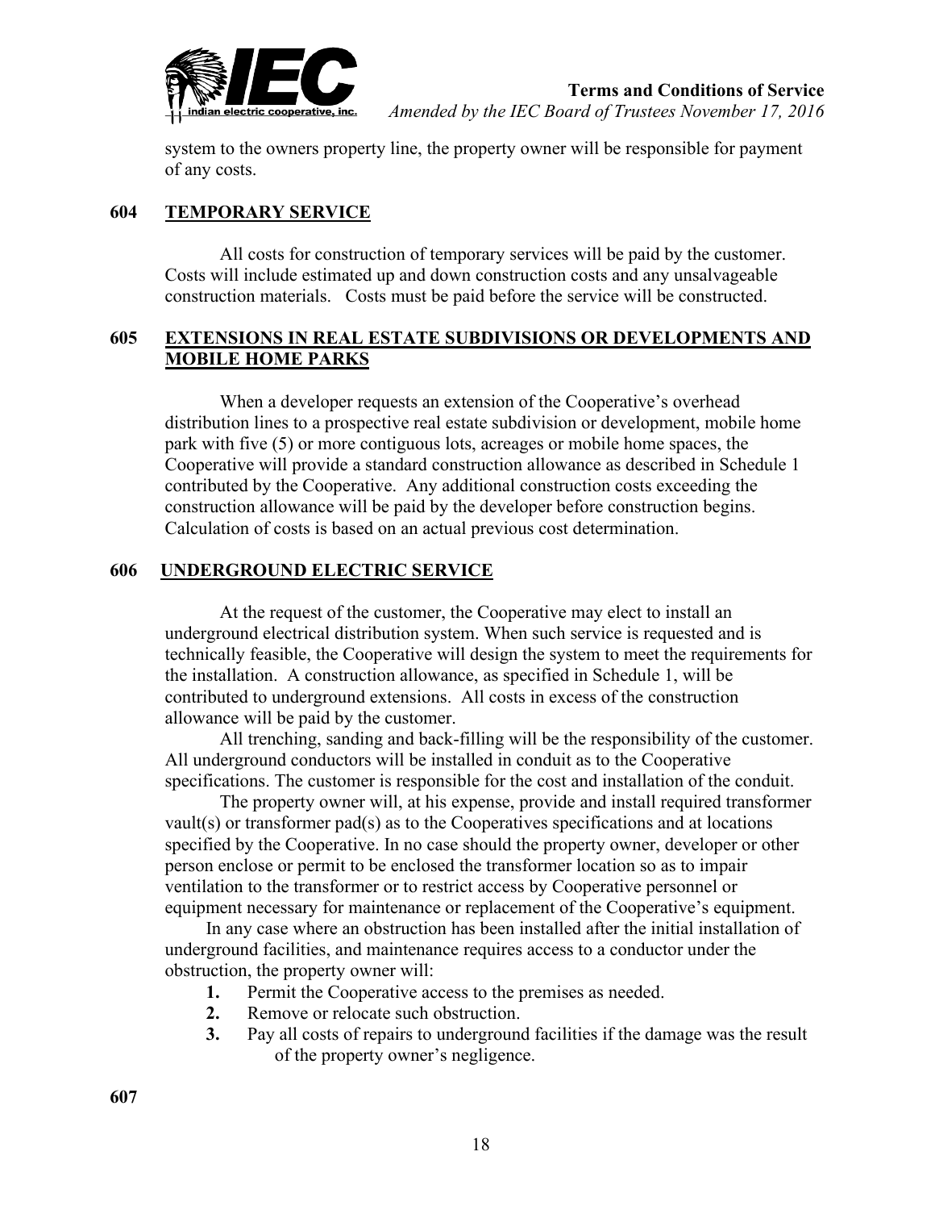system to the owners property line, the property owner will be responsible for payment of any costs.

## 604 TEMPORARY SERVICE

All costs for construction of temporary services will be paid by the customer. Costs will include estimated up and down construction costs and any unsalvageable construction materials. Costs must be paid before the service will be constructed.

## 605 EXTENSIONS IN REAL ESTATE SUBDIVISIONS OR DEVELOPMENTS AND MOBILE HOME PARKS

When a developer requests an extension of the Cooperative's overhead distribution lines to a prospective real estate subdivision or development, mobile home park with five (5) or more contiguous lots, acreages or mobile home spaces, the Cooperative will provide a standard construction allowance as described in Schedule 1 contributed by the Cooperative. Any additional construction costs exceeding the construction allowance will be paid by the developer before construction begins. Calculation of costs is based on an actual previous cost determination.

## 606 UNDERGROUND ELECTRIC SERVICE

At the request of the customer, the Cooperative may elect to install an underground electrical distribution system. When such service is requested and is technically feasible, the Cooperative will design the system to meet the requirements for the installation. A construction allowance, as specified in Schedule 1, will be contributed to underground extensions. All costs in excess of the construction allowance will be paid by the customer.

All trenching, sanding and back-filling will be the responsibility of the customer. All underground conductors will be installed in conduit as to the Cooperative specifications. The customer is responsible for the cost and installation of the conduit.

The property owner will, at his expense, provide and install required transformer vault(s) or transformer pad(s) as to the Cooperatives specifications and at locations specified by the Cooperative. In no case should the property owner, developer or other person enclose or permit to be enclosed the transformer location so as to impair ventilation to the transformer or to restrict access by Cooperative personnel or equipment necessary for maintenance or replacement of the Cooperative's equipment.

In any case where an obstruction has been installed after the initial installation of underground facilities, and maintenance requires access to a conductor under the obstruction, the property owner will:

1. Permit the Cooperative access to the premises as needed.
2. Remove or relocate such obstruction.
3. Pay all costs of repairs to underground facilities if the damage was the result of the property owner's negligence.

## 607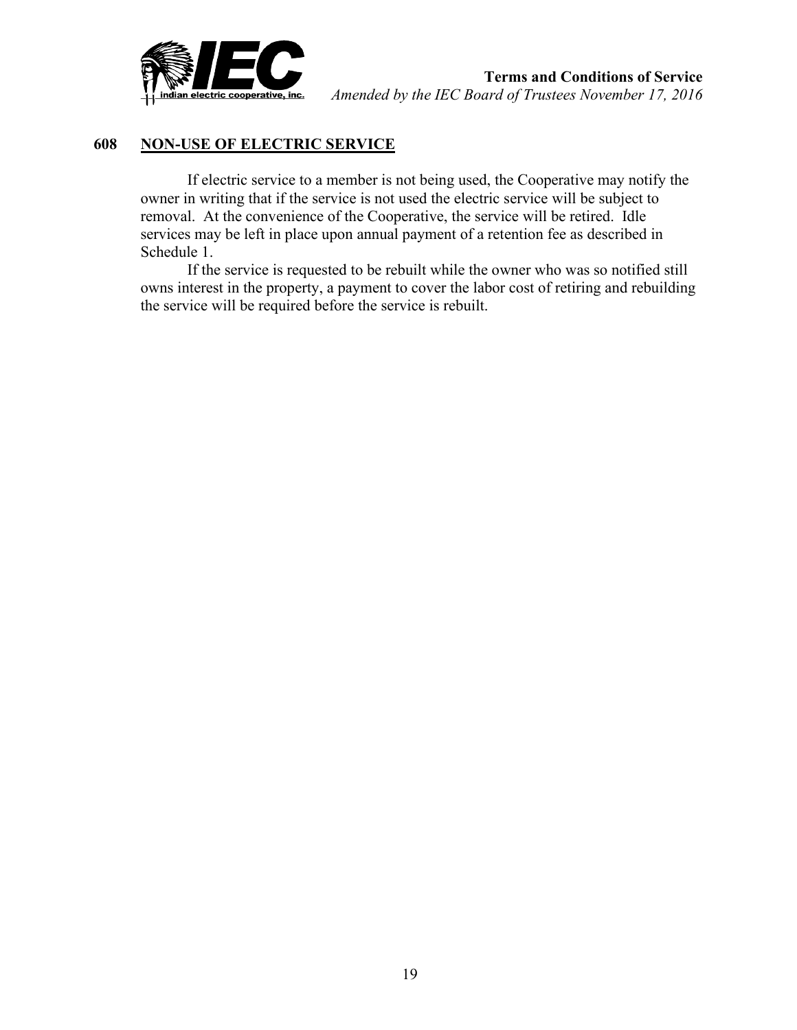## 608 NON-USE OF ELECTRIC SERVICE

If electric service to a member is not being used, the Cooperative may notify the owner in writing that if the service is not used the electric service will be subject to removal. At the convenience of the Cooperative, the service will be retired. Idle services may be left in place upon annual payment of a retention fee as described in Schedule 1.

If the service is requested to be rebuilt while the owner who was so notified still owns interest in the property, a payment to cover the labor cost of retiring and rebuilding the service will be required before the service is rebuilt.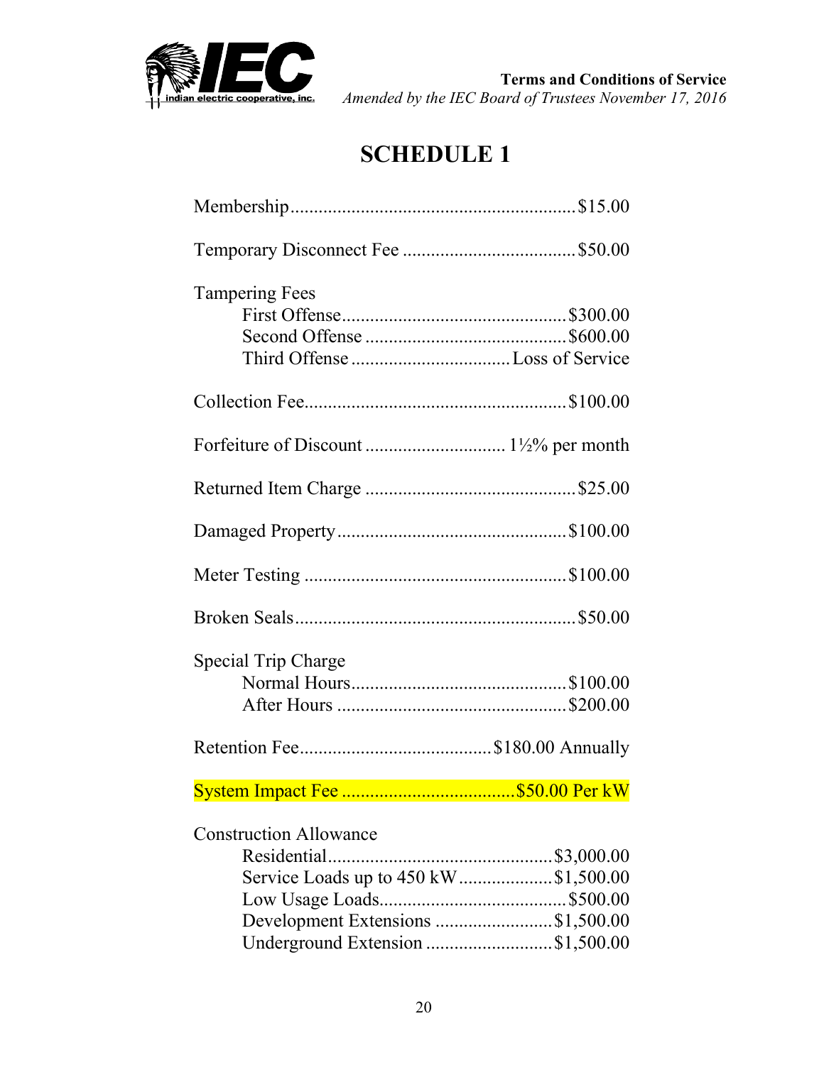# SCHEDULE 1

Membership ........................................................ $15.00

Temporary Disconnect Fee ........................................ $50.00

Tampering Fees
- First Offense ................................................ $300.00
- Second Offense .............................................. $600.00
- Third Offense .................................... Loss of Service

Collection Fee ...................................................... $100.00

Forfeiture of Discount ............................... 1½% per month

Returned Item Charge .............................................. $25.00

Damaged Property .................................................. $100.00

Meter Testing ........................................................ $100.00

Broken Seals .......................................................... $50.00

Special Trip Charge
- Normal Hours ................................................ $100.00
- After Hours .................................................. $200.00

Retention Fee ........................................... $180.00 Annually

System Impact Fee ...................................... $50.00 Per kW

Construction Allowance
- Residential ................................................ $3,000.00
- Service Loads up to 450 kW ...................... $1,500.00
- Low Usage Loads ........................................ $500.00
- Development Extensions .......................... $1,500.00
- Underground Extension ............................ $1,500.00